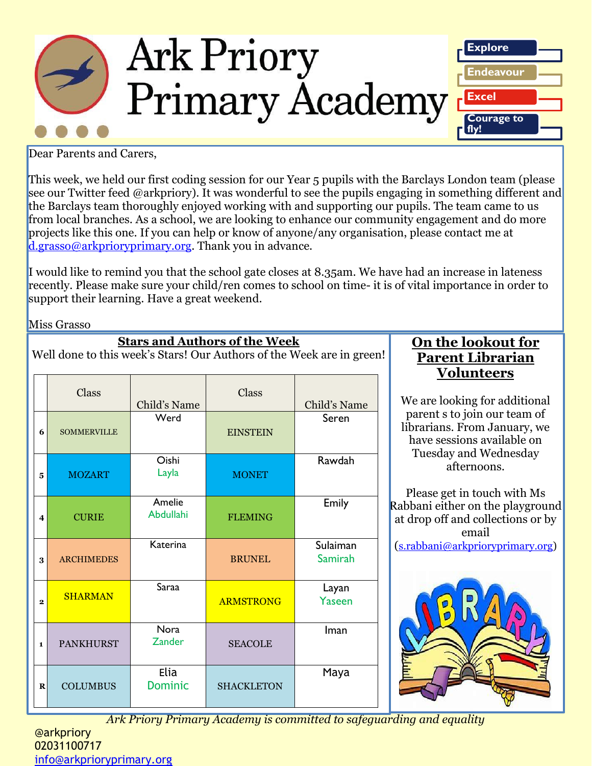# Ark Priory Primary Academy

Explore
Endeavour
Excel
Courage to fly!

Dear Parents and Carers,

This week, we held our first coding session for our Year 5 pupils with the Barclays London team (please see our Twitter feed @arkpriory). It was wonderful to see the pupils engaging in something different and the Barclays team thoroughly enjoyed working with and supporting our pupils. The team came to us from local branches. As a school, we are looking to enhance our community engagement and do more projects like this one. If you can help or know of anyone/any organisation, please contact me at d.grasso@arkprioryprimary.org. Thank you in advance.

I would like to remind you that the school gate closes at 8.35am. We have had an increase in lateness recently. Please make sure your child/ren comes to school on time- it is of vital importance in order to support their learning. Have a great weekend.

Miss Grasso

## Stars and Authors of the Week

Well done to this week's Stars! Our Authors of the Week are in green!

| | Class | Child's Name | Class | Child's Name |
|---|---|---|---|---|
| 6 | SOMMERVILLE | Werd | EINSTEIN | Seren |
| 5 | MOZART | Oishi<br>Layla | MONET | Rawdah |
| 4 | CURIE | Amelie<br>Abdullahi | FLEMING | Emily |
| 3 | ARCHIMEDES | Katerina | BRUNEL | Sulaiman<br>Samirah |
| 2 | SHARMAN | Saraa | ARMSTRONG | Layan<br>Yaseen |
| 1 | PANKHURST | Nora<br>Zander | SEACOLE | Iman |
| R | COLUMBUS | Elia<br>Dominic | SHACKLETON | Maya |

## On the lookout for Parent Librarian Volunteers

We are looking for additional parent s to join our team of librarians. From January, we have sessions available on Tuesday and Wednesday afternoons.

Please get in touch with Ms Rabbani either on the playground at drop off and collections or by email (s.rabbani@arkprioryprimary.org)

*Ark Priory Primary Academy is committed to safeguarding and equality*

@arkpriory
02031100717
info@arkprioryprimary.org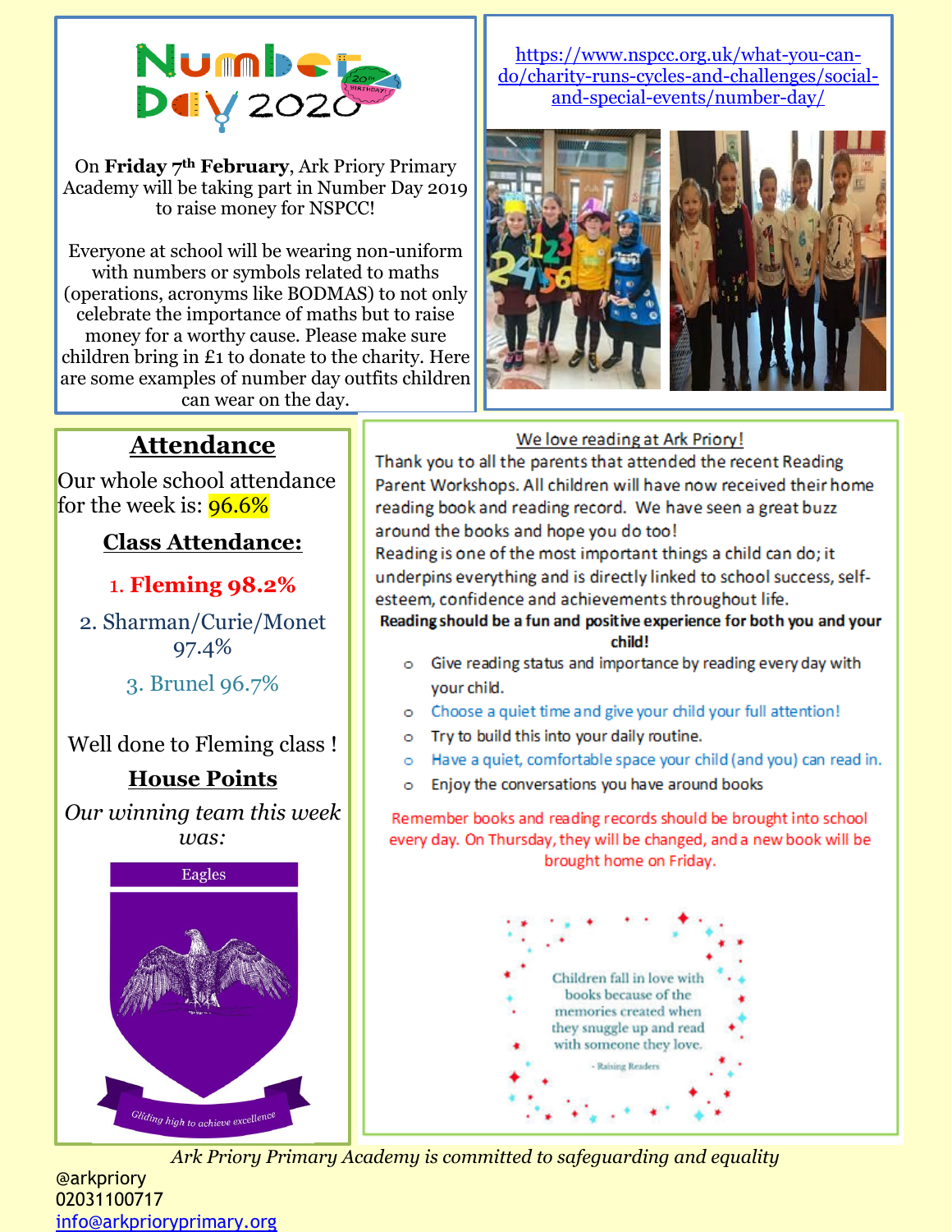# Number Day 2020

On **Friday 7th February**, Ark Priory Primary Academy will be taking part in Number Day 2019 to raise money for NSPCC!

Everyone at school will be wearing non-uniform with numbers or symbols related to maths (operations, acronyms like BODMAS) to not only celebrate the importance of maths but to raise money for a worthy cause. Please make sure children bring in £1 to donate to the charity. Here are some examples of number day outfits children can wear on the day.

https://www.nspcc.org.uk/what-you-can-do/charity-runs-cycles-and-challenges/social-and-special-events/number-day/

## Attendance

Our whole school attendance for the week is: 96.6%

### Class Attendance:

1. **Fleming 98.2%**
2. Sharman/Curie/Monet 97.4%
3. Brunel 96.7%

Well done to Fleming class !

### House Points

*Our winning team this week was:*

Eagles

*Gliding high to achieve excellence*

## We love reading at Ark Priory!

Thank you to all the parents that attended the recent Reading Parent Workshops. All children will have now received their home reading book and reading record. We have seen a great buzz around the books and hope you do too!

Reading is one of the most important things a child can do; it underpins everything and is directly linked to school success, self-esteem, confidence and achievements throughout life.

**Reading should be a fun and positive experience for both you and your child!**

- Give reading status and importance by reading every day with your child.
- Choose a quiet time and give your child your full attention!
- Try to build this into your daily routine.
- Have a quiet, comfortable space your child (and you) can read in.
- Enjoy the conversations you have around books

Remember books and reading records should be brought into school every day. On Thursday, they will be changed, and a new book will be brought home on Friday.

Children fall in love with books because of the memories created when they snuggle up and read with someone they love.

- Raising Readers

*Ark Priory Primary Academy is committed to safeguarding and equality*

@arkpriory
02031100717
info@arkprioryprimary.org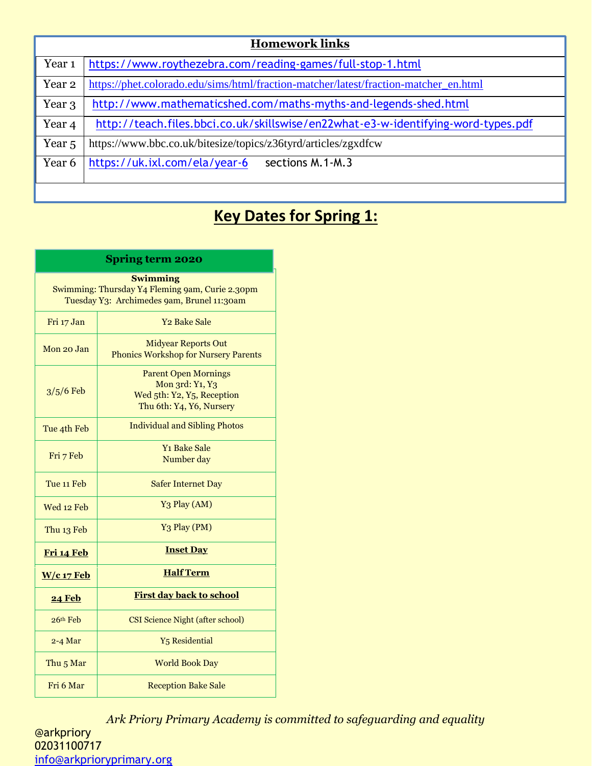| Homework links | |
|---|---|
| Year 1 | https://www.roythezebra.com/reading-games/full-stop-1.html |
| Year 2 | https://phet.colorado.edu/sims/html/fraction-matcher/latest/fraction-matcher_en.html |
| Year 3 | http://www.mathematicshed.com/maths-myths-and-legends-shed.html |
| Year 4 | http://teach.files.bbci.co.uk/skillswise/en22what-e3-w-identifying-word-types.pdf |
| Year 5 | https://www.bbc.co.uk/bitesize/topics/z36tyrd/articles/zgxdfcw |
| Year 6 | https://uk.ixl.com/ela/year-6 sections M.1-M.3 |

## Key Dates for Spring 1:

| Spring term 2020 | |
|---|---|
| **Swimming**<br>Swimming: Thursday Y4 Fleming 9am, Curie 2.30pm<br>Tuesday Y3: Archimedes 9am, Brunel 11:30am | |
| Fri 17 Jan | Y2 Bake Sale |
| Mon 20 Jan | Midyear Reports Out<br>Phonics Workshop for Nursery Parents |
| 3/5/6 Feb | Parent Open Mornings<br>Mon 3rd: Y1, Y3<br>Wed 5th: Y2, Y5, Reception<br>Thu 6th: Y4, Y6, Nursery |
| Tue 4th Feb | Individual and Sibling Photos |
| Fri 7 Feb | Y1 Bake Sale<br>Number day |
| Tue 11 Feb | Safer Internet Day |
| Wed 12 Feb | Y3 Play (AM) |
| Thu 13 Feb | Y3 Play (PM) |
| **Fri 14 Feb** | **Inset Day** |
| **W/c 17 Feb** | **Half Term** |
| **24 Feb** | **First day back to school** |
| 26th Feb | CSI Science Night (after school) |
| 2-4 Mar | Y5 Residential |
| Thu 5 Mar | World Book Day |
| Fri 6 Mar | Reception Bake Sale |

*Ark Priory Primary Academy is committed to safeguarding and equality*

@arkpriory
02031100717
info@arkprioryprimary.org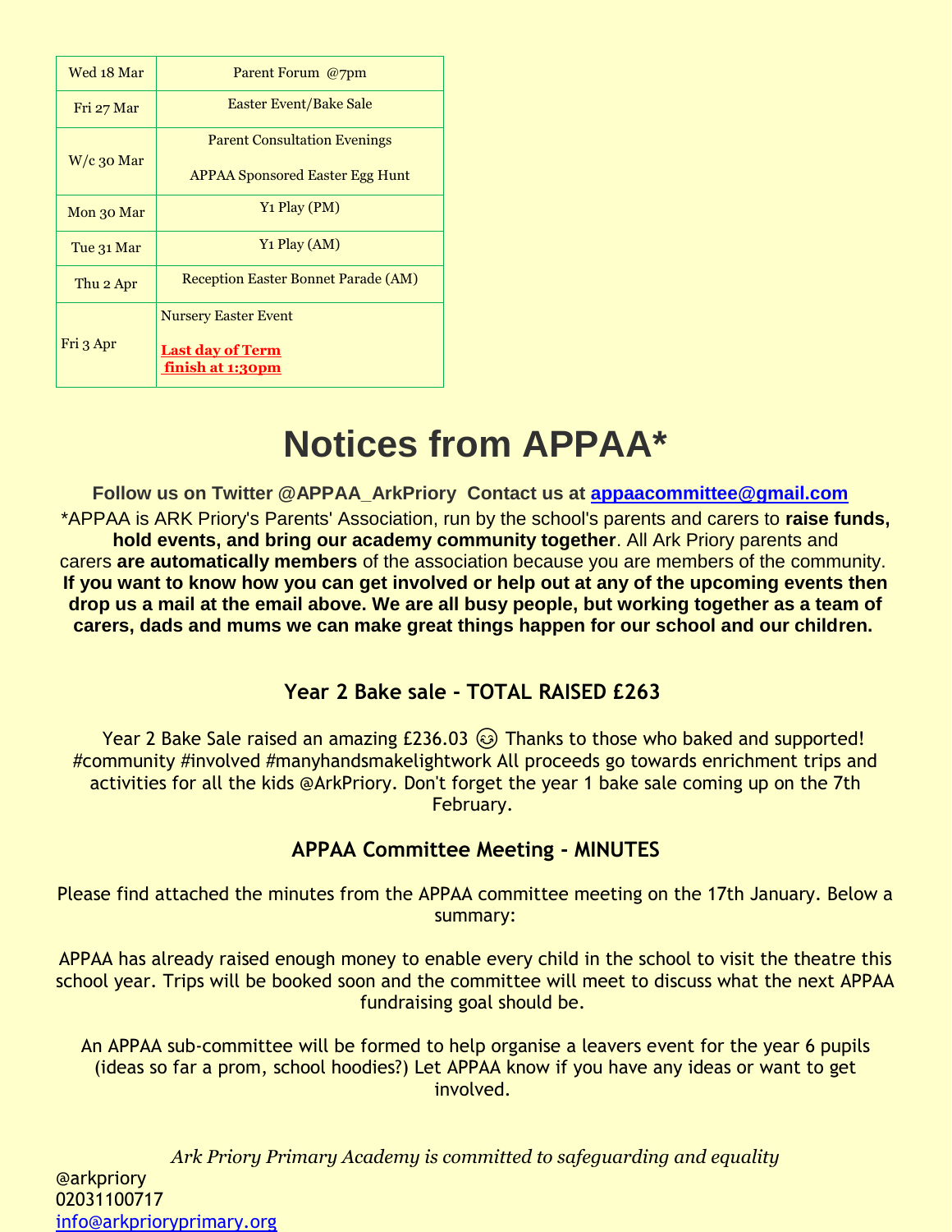| Wed 18 Mar | Parent Forum @7pm |
| --- | --- |
| Fri 27 Mar | Easter Event/Bake Sale |
| W/c 30 Mar | Parent Consultation Evenings<br><br>APPAA Sponsored Easter Egg Hunt |
| Mon 30 Mar | Y1 Play (PM) |
| Tue 31 Mar | Y1 Play (AM) |
| Thu 2 Apr | Reception Easter Bonnet Parade (AM) |
| Fri 3 Apr | Nursery Easter Event<br><br>**Last day of Term finish at 1:30pm** |

# Notices from APPAA*

**Follow us on Twitter @APPAA_ArkPriory Contact us at appaacommittee@gmail.com**

*APPAA is ARK Priory's Parents' Association, run by the school's parents and carers to **raise funds, hold events, and bring our academy community together**. All Ark Priory parents and carers **are automatically members** of the association because you are members of the community. **If you want to know how you can get involved or help out at any of the upcoming events then drop us a mail at the email above. We are all busy people, but working together as a team of carers, dads and mums we can make great things happen for our school and our children.**

### Year 2 Bake sale - TOTAL RAISED £263

Year 2 Bake Sale raised an amazing £236.03 😉 Thanks to those who baked and supported! #community #involved #manyhandsmakelightwork All proceeds go towards enrichment trips and activities for all the kids @ArkPriory. Don't forget the year 1 bake sale coming up on the 7th February.

### APPAA Committee Meeting - MINUTES

Please find attached the minutes from the APPAA committee meeting on the 17th January. Below a summary:

APPAA has already raised enough money to enable every child in the school to visit the theatre this school year. Trips will be booked soon and the committee will meet to discuss what the next APPAA fundraising goal should be.

An APPAA sub-committee will be formed to help organise a leavers event for the year 6 pupils (ideas so far a prom, school hoodies?) Let APPAA know if you have any ideas or want to get involved.

*Ark Priory Primary Academy is committed to safeguarding and equality*

@arkpriory
02031100717
info@arkprioryprimary.org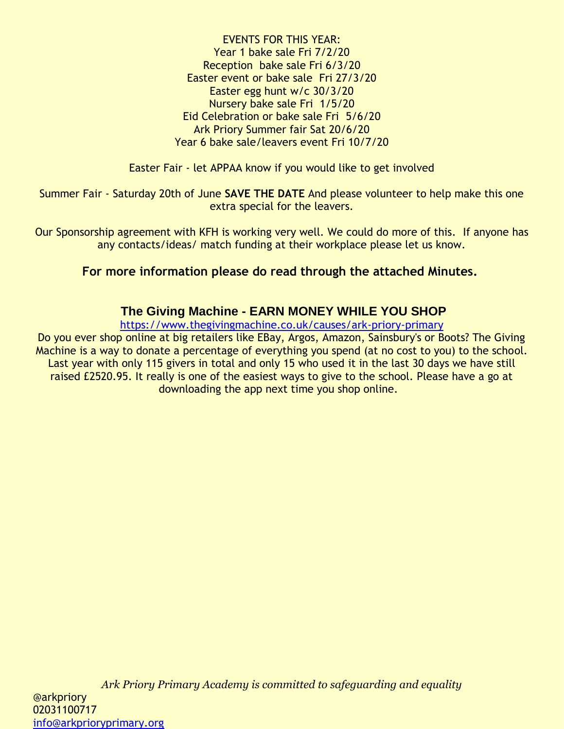EVENTS FOR THIS YEAR:
Year 1 bake sale Fri 7/2/20
Reception bake sale Fri 6/3/20
Easter event or bake sale Fri 27/3/20
Easter egg hunt w/c 30/3/20
Nursery bake sale Fri 1/5/20
Eid Celebration or bake sale Fri 5/6/20
Ark Priory Summer fair Sat 20/6/20
Year 6 bake sale/leavers event Fri 10/7/20

Easter Fair - let APPAA know if you would like to get involved

Summer Fair - Saturday 20th of June **SAVE THE DATE** And please volunteer to help make this one extra special for the leavers.

Our Sponsorship agreement with KFH is working very well. We could do more of this. If anyone has any contacts/ideas/ match funding at their workplace please let us know.

**For more information please do read through the attached Minutes.**

## The Giving Machine - EARN MONEY WHILE YOU SHOP

https://www.thegivingmachine.co.uk/causes/ark-priory-primary

Do you ever shop online at big retailers like EBay, Argos, Amazon, Sainsbury's or Boots? The Giving Machine is a way to donate a percentage of everything you spend (at no cost to you) to the school. Last year with only 115 givers in total and only 15 who used it in the last 30 days we have still raised £2520.95. It really is one of the easiest ways to give to the school. Please have a go at downloading the app next time you shop online.

*Ark Priory Primary Academy is committed to safeguarding and equality*

@arkpriory
02031100717
info@arkprioryprimary.org